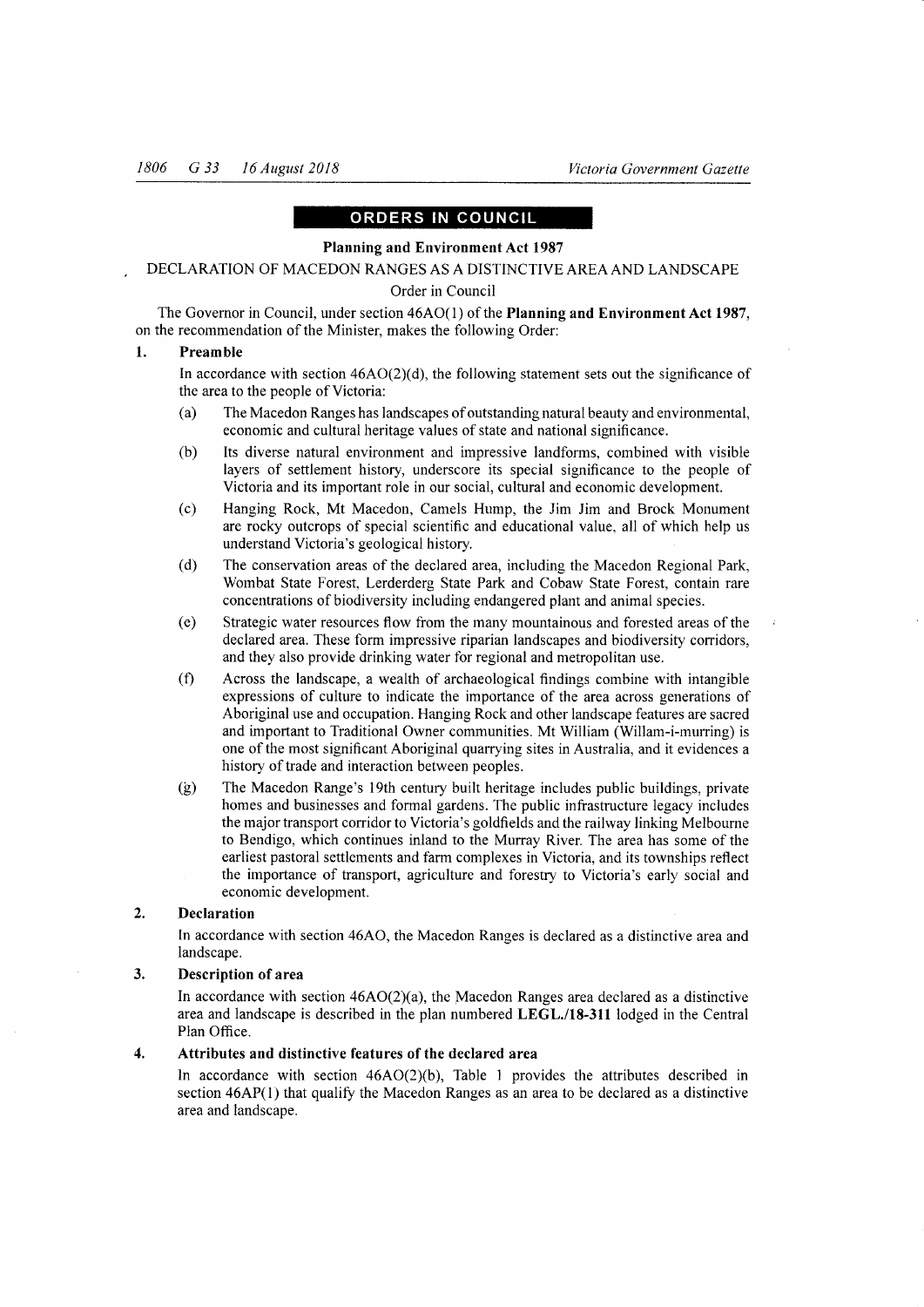## ORDERS IN COUNCIL

**Planning and Environment Act 1987**

DECLARATION OF MACEDON RANGES AS A DISTINCTIVE AREA AND LANDSCAPE

Order in Council

The Governor in Council, under section 46AO(1) of the **Planning and Environment Act 1987**, on the recommendation of the Minister, makes the following Order:

### 1. Preamble

In accordance with section 46AO(2)(d), the following statement sets out the significance of the area to the people of Victoria:

(a) The Macedon Ranges has landscapes of outstanding natural beauty and environmental, economic and cultural heritage values of state and national significance.

(b) Its diverse natural environment and impressive landforms, combined with visible layers of settlement history, underscore its special significance to the people of Victoria and its important role in our social, cultural and economic development.

(c) Hanging Rock, Mt Macedon, Camels Hump, the Jim Jim and Brock Monument are rocky outcrops of special scientific and educational value, all of which help us understand Victoria's geological history.

(d) The conservation areas of the declared area, including the Macedon Regional Park, Wombat State Forest, Lerderderg State Park and Cobaw State Forest, contain rare concentrations of biodiversity including endangered plant and animal species.

(e) Strategic water resources flow from the many mountainous and forested areas of the declared area. These form impressive riparian landscapes and biodiversity corridors, and they also provide drinking water for regional and metropolitan use.

(f) Across the landscape, a wealth of archaeological findings combine with intangible expressions of culture to indicate the importance of the area across generations of Aboriginal use and occupation. Hanging Rock and other landscape features are sacred and important to Traditional Owner communities. Mt William (Willam-i-murring) is one of the most significant Aboriginal quarrying sites in Australia, and it evidences a history of trade and interaction between peoples.

(g) The Macedon Range's 19th century built heritage includes public buildings, private homes and businesses and formal gardens. The public infrastructure legacy includes the major transport corridor to Victoria's goldfields and the railway linking Melbourne to Bendigo, which continues inland to the Murray River. The area has some of the earliest pastoral settlements and farm complexes in Victoria, and its townships reflect the importance of transport, agriculture and forestry to Victoria's early social and economic development.

### 2. Declaration

In accordance with section 46AO, the Macedon Ranges is declared as a distinctive area and landscape.

### 3. Description of area

In accordance with section 46AO(2)(a), the Macedon Ranges area declared as a distinctive area and landscape is described in the plan numbered **LEGL./18-311** lodged in the Central Plan Office.

### 4. Attributes and distinctive features of the declared area

In accordance with section 46AO(2)(b), Table 1 provides the attributes described in section 46AP(1) that qualify the Macedon Ranges as an area to be declared as a distinctive area and landscape.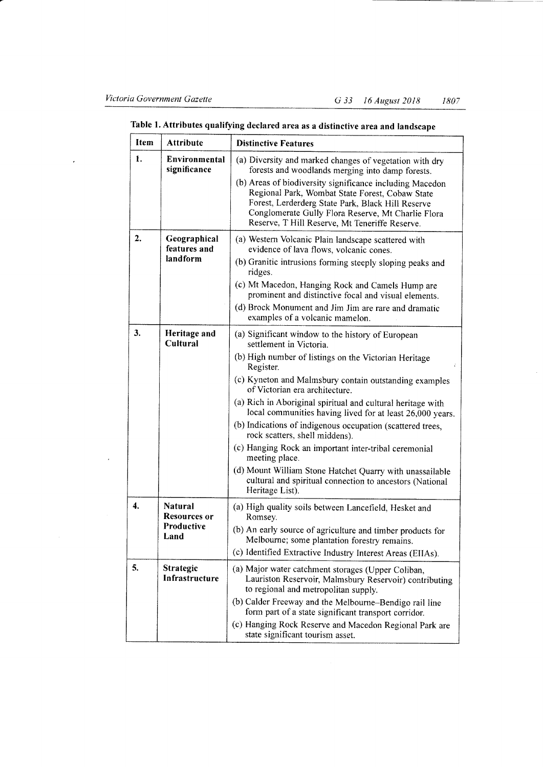**Table 1. Attributes qualifying declared area as a distinctive area and landscape**

| Item | Attribute | Distinctive Features |
|---|---|---|
| 1. | **Environmental significance** | (a) Diversity and marked changes of vegetation with dry forests and woodlands merging into damp forests.<br>(b) Areas of biodiversity significance including Macedon Regional Park, Wombat State Forest, Cobaw State Forest, Lerderderg State Park, Black Hill Reserve Conglomerate Gully Flora Reserve, Mt Charlie Flora Reserve, T Hill Reserve, Mt Teneriffe Reserve. |
| 2. | **Geographical features and landform** | (a) Western Volcanic Plain landscape scattered with evidence of lava flows, volcanic cones.<br>(b) Granitic intrusions forming steeply sloping peaks and ridges.<br>(c) Mt Macedon, Hanging Rock and Camels Hump are prominent and distinctive focal and visual elements.<br>(d) Brock Monument and Jim Jim are rare and dramatic examples of a volcanic mamelon. |
| 3. | **Heritage and Cultural** | (a) Significant window to the history of European settlement in Victoria.<br>(b) High number of listings on the Victorian Heritage Register.<br>(c) Kyneton and Malmsbury contain outstanding examples of Victorian era architecture.<br>(a) Rich in Aboriginal spiritual and cultural heritage with local communities having lived for at least 26,000 years.<br>(b) Indications of indigenous occupation (scattered trees, rock scatters, shell middens).<br>(c) Hanging Rock an important inter-tribal ceremonial meeting place.<br>(d) Mount William Stone Hatchet Quarry with unassailable cultural and spiritual connection to ancestors (National Heritage List). |
| 4. | **Natural Resources or Productive Land** | (a) High quality soils between Lancefield, Hesket and Romsey.<br>(b) An early source of agriculture and timber products for Melbourne; some plantation forestry remains.<br>(c) Identified Extractive Industry Interest Areas (EIIAs). |
| 5. | **Strategic Infrastructure** | (a) Major water catchment storages (Upper Coliban, Lauriston Reservoir, Malmsbury Reservoir) contributing to regional and metropolitan supply.<br>(b) Calder Freeway and the Melbourne–Bendigo rail line form part of a state significant transport corridor.<br>(c) Hanging Rock Reserve and Macedon Regional Park are state significant tourism asset. |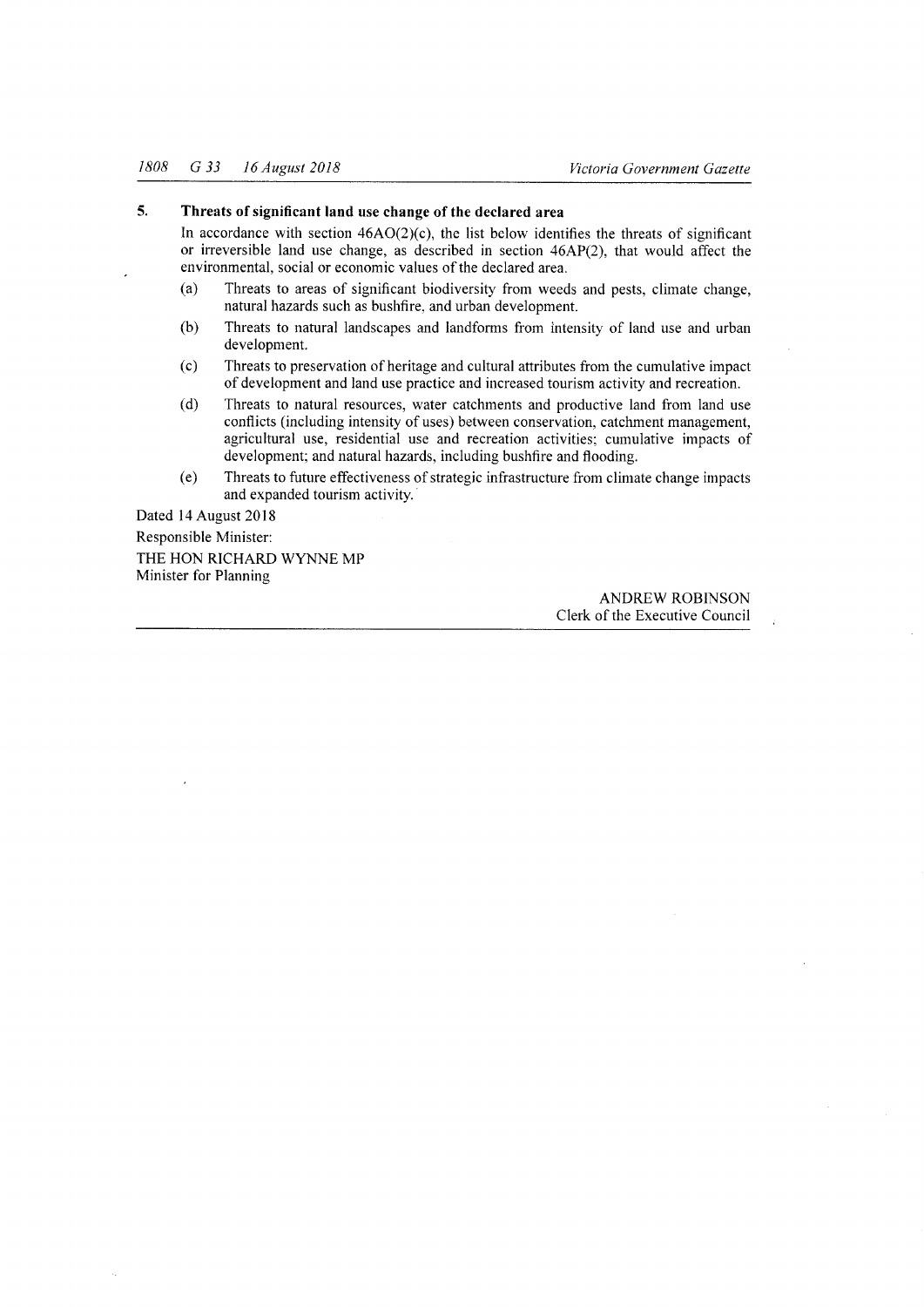## 5. Threats of significant land use change of the declared area

In accordance with section 46AO(2)(c), the list below identifies the threats of significant or irreversible land use change, as described in section 46AP(2), that would affect the environmental, social or economic values of the declared area.

(a) Threats to areas of significant biodiversity from weeds and pests, climate change, natural hazards such as bushfire, and urban development.

(b) Threats to natural landscapes and landforms from intensity of land use and urban development.

(c) Threats to preservation of heritage and cultural attributes from the cumulative impact of development and land use practice and increased tourism activity and recreation.

(d) Threats to natural resources, water catchments and productive land from land use conflicts (including intensity of uses) between conservation, catchment management, agricultural use, residential use and recreation activities; cumulative impacts of development; and natural hazards, including bushfire and flooding.

(e) Threats to future effectiveness of strategic infrastructure from climate change impacts and expanded tourism activity.

Dated 14 August 2018

Responsible Minister:

THE HON RICHARD WYNNE MP
Minister for Planning

ANDREW ROBINSON
Clerk of the Executive Council